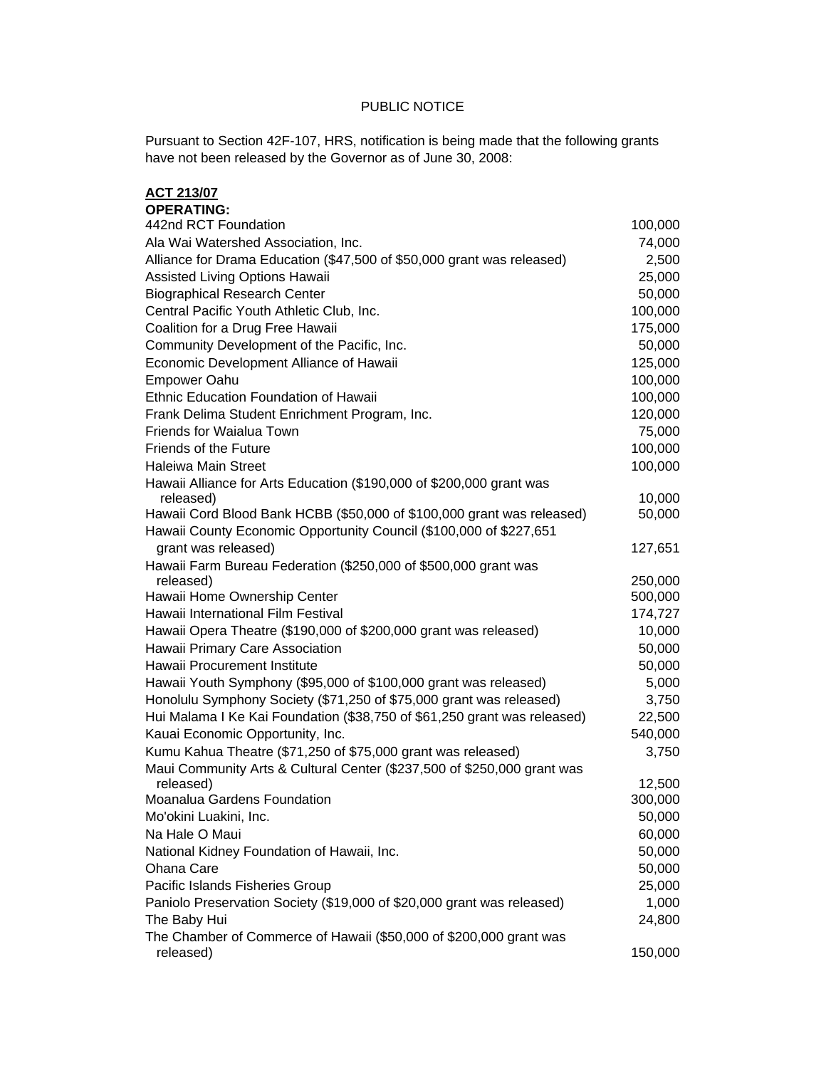PUBLIC NOTICE

Pursuant to Section 42F-107, HRS, notification is being made that the following grants have not been released by the Governor as of June 30, 2008:

**ACT 213/07**

**OPERATING:**

| | |
|---|---:|
| 442nd RCT Foundation | 100,000 |
| Ala Wai Watershed Association, Inc. | 74,000 |
| Alliance for Drama Education ($47,500 of $50,000 grant was released) | 2,500 |
| Assisted Living Options Hawaii | 25,000 |
| Biographical Research Center | 50,000 |
| Central Pacific Youth Athletic Club, Inc. | 100,000 |
| Coalition for a Drug Free Hawaii | 175,000 |
| Community Development of the Pacific, Inc. | 50,000 |
| Economic Development Alliance of Hawaii | 125,000 |
| Empower Oahu | 100,000 |
| Ethnic Education Foundation of Hawaii | 100,000 |
| Frank Delima Student Enrichment Program, Inc. | 120,000 |
| Friends for Waialua Town | 75,000 |
| Friends of the Future | 100,000 |
| Haleiwa Main Street | 100,000 |
| Hawaii Alliance for Arts Education ($190,000 of $200,000 grant was released) | 10,000 |
| Hawaii Cord Blood Bank HCBB ($50,000 of $100,000 grant was released) | 50,000 |
| Hawaii County Economic Opportunity Council ($100,000 of $227,651 grant was released) | 127,651 |
| Hawaii Farm Bureau Federation ($250,000 of $500,000 grant was released) | 250,000 |
| Hawaii Home Ownership Center | 500,000 |
| Hawaii International Film Festival | 174,727 |
| Hawaii Opera Theatre ($190,000 of $200,000 grant was released) | 10,000 |
| Hawaii Primary Care Association | 50,000 |
| Hawaii Procurement Institute | 50,000 |
| Hawaii Youth Symphony ($95,000 of $100,000 grant was released) | 5,000 |
| Honolulu Symphony Society ($71,250 of $75,000 grant was released) | 3,750 |
| Hui Malama I Ke Kai Foundation ($38,750 of $61,250 grant was released) | 22,500 |
| Kauai Economic Opportunity, Inc. | 540,000 |
| Kumu Kahua Theatre ($71,250 of $75,000 grant was released) | 3,750 |
| Maui Community Arts & Cultural Center ($237,500 of $250,000 grant was released) | 12,500 |
| Moanalua Gardens Foundation | 300,000 |
| Mo'okini Luakini, Inc. | 50,000 |
| Na Hale O Maui | 60,000 |
| National Kidney Foundation of Hawaii, Inc. | 50,000 |
| Ohana Care | 50,000 |
| Pacific Islands Fisheries Group | 25,000 |
| Paniolo Preservation Society ($19,000 of $20,000 grant was released) | 1,000 |
| The Baby Hui | 24,800 |
| The Chamber of Commerce of Hawaii ($50,000 of $200,000 grant was released) | 150,000 |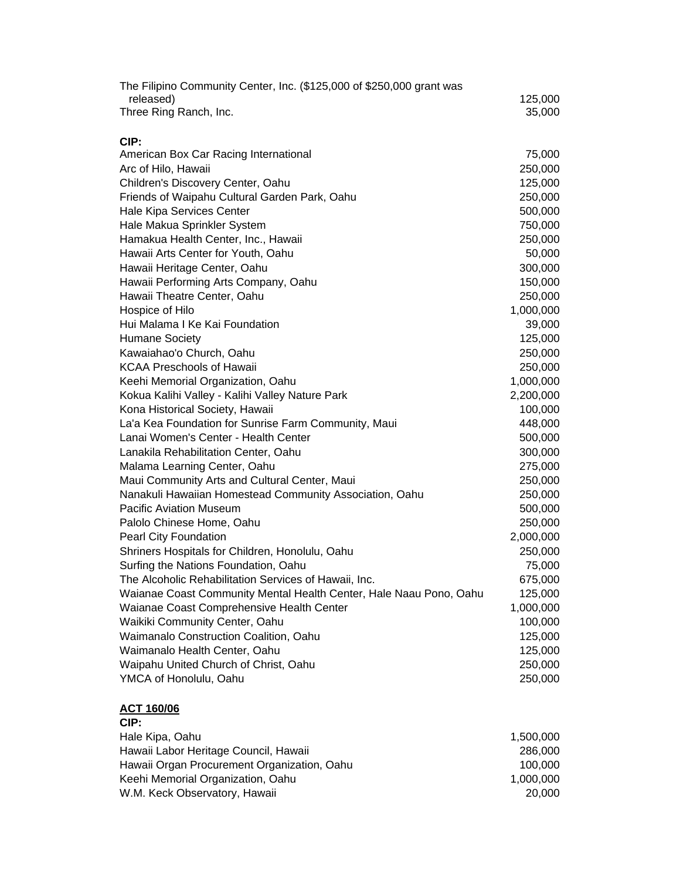| | |
|---|---|
| The Filipino Community Center, Inc. ($125,000 of $250,000 grant was released) | 125,000 |
| Three Ring Ranch, Inc. | 35,000 |

**CIP:**

| | |
|---|---|
| American Box Car Racing International | 75,000 |
| Arc of Hilo, Hawaii | 250,000 |
| Children's Discovery Center, Oahu | 125,000 |
| Friends of Waipahu Cultural Garden Park, Oahu | 250,000 |
| Hale Kipa Services Center | 500,000 |
| Hale Makua Sprinkler System | 750,000 |
| Hamakua Health Center, Inc., Hawaii | 250,000 |
| Hawaii Arts Center for Youth, Oahu | 50,000 |
| Hawaii Heritage Center, Oahu | 300,000 |
| Hawaii Performing Arts Company, Oahu | 150,000 |
| Hawaii Theatre Center, Oahu | 250,000 |
| Hospice of Hilo | 1,000,000 |
| Hui Malama I Ke Kai Foundation | 39,000 |
| Humane Society | 125,000 |
| Kawaiahao'o Church, Oahu | 250,000 |
| KCAA Preschools of Hawaii | 250,000 |
| Keehi Memorial Organization, Oahu | 1,000,000 |
| Kokua Kalihi Valley - Kalihi Valley Nature Park | 2,200,000 |
| Kona Historical Society, Hawaii | 100,000 |
| La'a Kea Foundation for Sunrise Farm Community, Maui | 448,000 |
| Lanai Women's Center - Health Center | 500,000 |
| Lanakila Rehabilitation Center, Oahu | 300,000 |
| Malama Learning Center, Oahu | 275,000 |
| Maui Community Arts and Cultural Center, Maui | 250,000 |
| Nanakuli Hawaiian Homestead Community Association, Oahu | 250,000 |
| Pacific Aviation Museum | 500,000 |
| Palolo Chinese Home, Oahu | 250,000 |
| Pearl City Foundation | 2,000,000 |
| Shriners Hospitals for Children, Honolulu, Oahu | 250,000 |
| Surfing the Nations Foundation, Oahu | 75,000 |
| The Alcoholic Rehabilitation Services of Hawaii, Inc. | 675,000 |
| Waianae Coast Community Mental Health Center, Hale Naau Pono, Oahu | 125,000 |
| Waianae Coast Comprehensive Health Center | 1,000,000 |
| Waikiki Community Center, Oahu | 100,000 |
| Waimanalo Construction Coalition, Oahu | 125,000 |
| Waimanalo Health Center, Oahu | 125,000 |
| Waipahu United Church of Christ, Oahu | 250,000 |
| YMCA of Honolulu, Oahu | 250,000 |

**ACT 160/06**

**CIP:**

| | |
|---|---|
| Hale Kipa, Oahu | 1,500,000 |
| Hawaii Labor Heritage Council, Hawaii | 286,000 |
| Hawaii Organ Procurement Organization, Oahu | 100,000 |
| Keehi Memorial Organization, Oahu | 1,000,000 |
| W.M. Keck Observatory, Hawaii | 20,000 |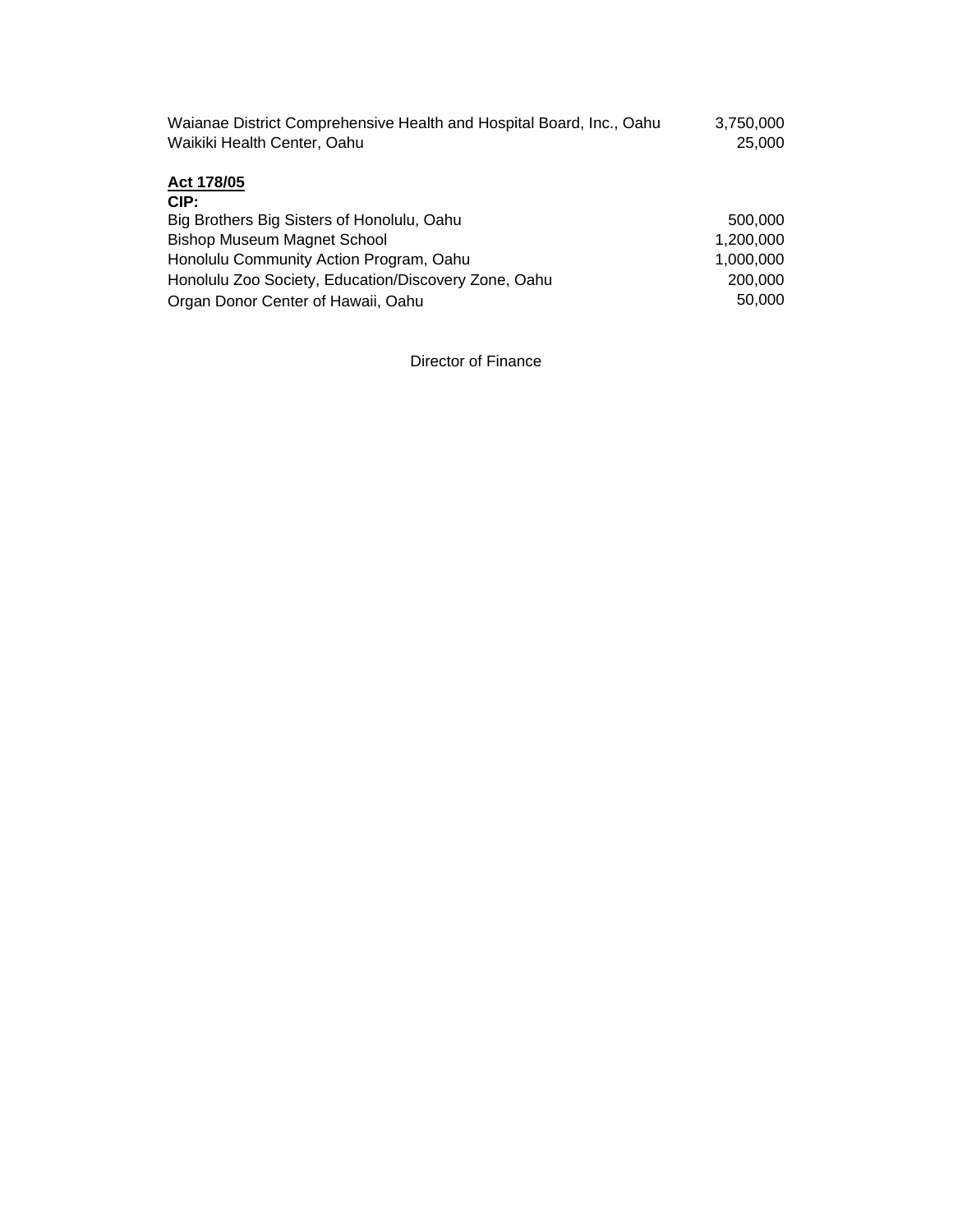| | |
|---|---|
| Waianae District Comprehensive Health and Hospital Board, Inc., Oahu | 3,750,000 |
| Waikiki Health Center, Oahu | 25,000 |

**Act 178/05**

**CIP:**

| | |
|---|---|
| Big Brothers Big Sisters of Honolulu, Oahu | 500,000 |
| Bishop Museum Magnet School | 1,200,000 |
| Honolulu Community Action Program, Oahu | 1,000,000 |
| Honolulu Zoo Society, Education/Discovery Zone, Oahu | 200,000 |
| Organ Donor Center of Hawaii, Oahu | 50,000 |

Director of Finance